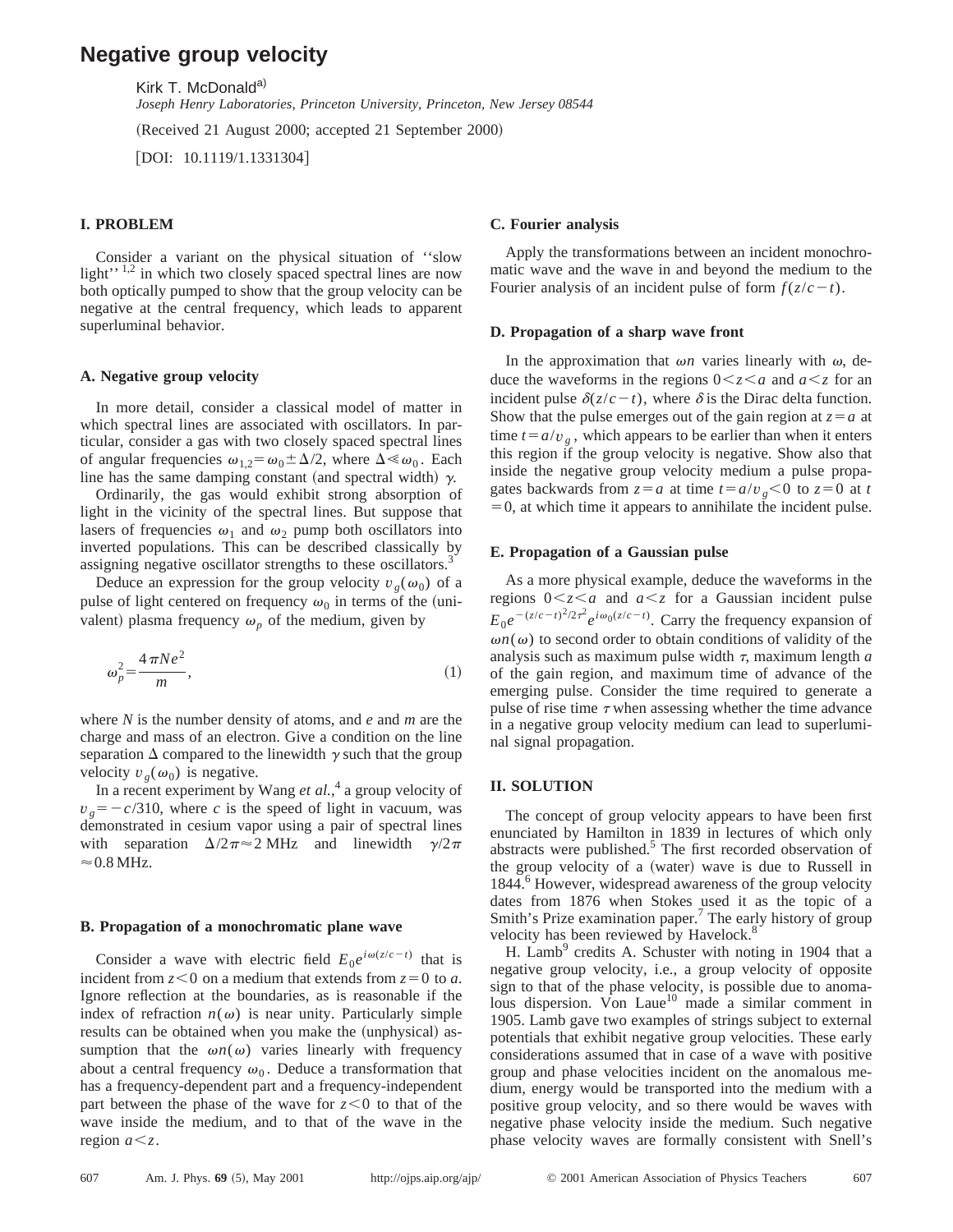# Negative group velocity

Kirk T. McDonald[a)]

*Joseph Henry Laboratories, Princeton University, Princeton, New Jersey 08544*

(Received 21 August 2000; accepted 21 September 2000)

[DOI: 10.1119/1.1331304]

## I. PROBLEM

Consider a variant on the physical situation of ''slow light'' [1,2] in which two closely spaced spectral lines are now both optically pumped to show that the group velocity can be negative at the central frequency, which leads to apparent superluminal behavior.

### A. Negative group velocity

In more detail, consider a classical model of matter in which spectral lines are associated with oscillators. In particular, consider a gas with two closely spaced spectral lines of angular frequencies $\omega_{1,2} = \omega_0 \pm \Delta/2$, where $\Delta \ll \omega_0$. Each line has the same damping constant (and spectral width) $\gamma$.

Ordinarily, the gas would exhibit strong absorption of light in the vicinity of the spectral lines. But suppose that lasers of frequencies $\omega_1$ and $\omega_2$ pump both oscillators into inverted populations. This can be described classically by assigning negative oscillator strengths to these oscillators.[3]

Deduce an expression for the group velocity $v_g(\omega_0)$ of a pulse of light centered on frequency $\omega_0$ in terms of the (univalent) plasma frequency $\omega_p$ of the medium, given by

$$\omega_p^2 = \frac{4\pi N e^2}{m}, \tag{1}$$

where $N$ is the number density of atoms, and $e$ and $m$ are the charge and mass of an electron. Give a condition on the line separation $\Delta$ compared to the linewidth $\gamma$ such that the group velocity $v_g(\omega_0)$ is negative.

In a recent experiment by Wang *et al.*,[4] a group velocity of $v_g = -c/310$, where $c$ is the speed of light in vacuum, was demonstrated in cesium vapor using a pair of spectral lines with separation $\Delta/2\pi \approx 2$ MHz and linewidth $\gamma/2\pi \approx 0.8$ MHz.

### B. Propagation of a monochromatic plane wave

Consider a wave with electric field $E_0 e^{i\omega(z/c - t)}$ that is incident from $z<0$ on a medium that extends from $z=0$ to $a$. Ignore reflection at the boundaries, as is reasonable if the index of refraction $n(\omega)$ is near unity. Particularly simple results can be obtained when you make the (unphysical) assumption that the $\omega n(\omega)$ varies linearly with frequency about a central frequency $\omega_0$. Deduce a transformation that has a frequency-dependent part and a frequency-independent part between the phase of the wave for $z<0$ to that of the wave inside the medium, and to that of the wave in the region $a<z$.

### C. Fourier analysis

Apply the transformations between an incident monochromatic wave and the wave in and beyond the medium to the Fourier analysis of an incident pulse of form $f(z/c - t)$.

### D. Propagation of a sharp wave front

In the approximation that $\omega n$ varies linearly with $\omega$, deduce the waveforms in the regions $0<z<a$ and $a<z$ for an incident pulse $\delta(z/c - t)$, where $\delta$ is the Dirac delta function. Show that the pulse emerges out of the gain region at $z=a$ at time $t = a/v_g$, which appears to be earlier than when it enters this region if the group velocity is negative. Show also that inside the negative group velocity medium a pulse propagates backwards from $z=a$ at time $t=a/v_g<0$ to $z=0$ at $t=0$, at which time it appears to annihilate the incident pulse.

### E. Propagation of a Gaussian pulse

As a more physical example, deduce the waveforms in the regions $0<z<a$ and $a<z$ for a Gaussian incident pulse $E_0 e^{-(z/c-t)^2/2\tau^2} e^{i\omega_0(z/c-t)}$. Carry the frequency expansion of $\omega n(\omega)$ to second order to obtain conditions of validity of the analysis such as maximum pulse width $\tau$, maximum length $a$ of the gain region, and maximum time of advance of the emerging pulse. Consider the time required to generate a pulse of rise time $\tau$ when assessing whether the time advance in a negative group velocity medium can lead to superluminal signal propagation.

## II. SOLUTION

The concept of group velocity appears to have been first enunciated by Hamilton in 1839 in lectures of which only abstracts were published.[5] The first recorded observation of the group velocity of a (water) wave is due to Russell in 1844.[6] However, widespread awareness of the group velocity dates from 1876 when Stokes used it as the topic of a Smith's Prize examination paper.[7] The early history of group velocity has been reviewed by Havelock.[8]

H. Lamb[9] credits A. Schuster with noting in 1904 that a negative group velocity, i.e., a group velocity of opposite sign to that of the phase velocity, is possible due to anomalous dispersion. Von Laue[10] made a similar comment in 1905. Lamb gave two examples of strings subject to external potentials that exhibit negative group velocities. These early considerations assumed that in case of a wave with positive group and phase velocities incident on the anomalous medium, energy would be transported into the medium with a positive group velocity, and so there would be waves with negative phase velocity inside the medium. Such negative phase velocity waves are formally consistent with Snell's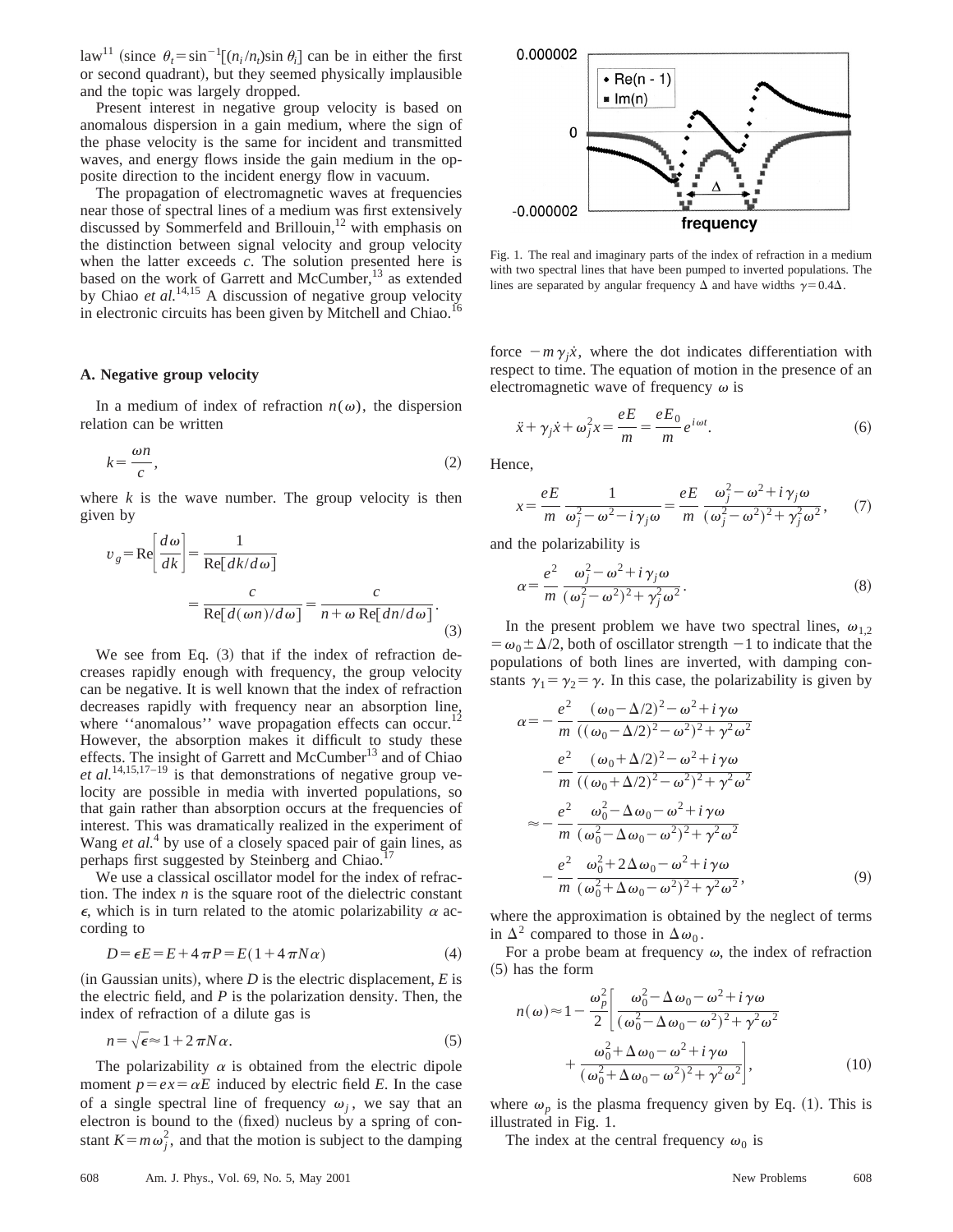law[11] (since $\theta_t = \sin^{-1}[(n_i/n_t)\sin\theta_i]$ can be in either the first or second quadrant), but they seemed physically implausible and the topic was largely dropped.

Present interest in negative group velocity is based on anomalous dispersion in a gain medium, where the sign of the phase velocity is the same for incident and transmitted waves, and energy flows inside the gain medium in the opposite direction to the incident energy flow in vacuum.

The propagation of electromagnetic waves at frequencies near those of spectral lines of a medium was first extensively discussed by Sommerfeld and Brillouin,[12] with emphasis on the distinction between signal velocity and group velocity when the latter exceeds $c$. The solution presented here is based on the work of Garrett and McCumber,[13] as extended by Chiao *et al.*[14,15] A discussion of negative group velocity in electronic circuits has been given by Mitchell and Chiao.[16]

### A. Negative group velocity

In a medium of index of refraction $n(\omega)$, the dispersion relation can be written

$$k = \frac{\omega n}{c}, \tag{2}$$

where $k$ is the wave number. The group velocity is then given by

$$v_g = \mathrm{Re}\left[\frac{d\omega}{dk}\right] = \frac{1}{\mathrm{Re}[dk/d\omega]} = \frac{c}{\mathrm{Re}[d(\omega n)/d\omega]} = \frac{c}{n + \omega\,\mathrm{Re}[dn/d\omega]}. \tag{3}$$

We see from Eq. (3) that if the index of refraction decreases rapidly enough with frequency, the group velocity can be negative. It is well known that the index of refraction decreases rapidly with frequency near an absorption line, where ''anomalous'' wave propagation effects can occur.[12] However, the absorption makes it difficult to study these effects. The insight of Garrett and McCumber[13] and of Chiao *et al.*[14,15,17–19] is that demonstrations of negative group velocity are possible in media with inverted populations, so that gain rather than absorption occurs at the frequencies of interest. This was dramatically realized in the experiment of Wang *et al.*[4] by use of a closely spaced pair of gain lines, as perhaps first suggested by Steinberg and Chiao.[17]

We use a classical oscillator model for the index of refraction. The index $n$ is the square root of the dielectric constant $\epsilon$, which is in turn related to the atomic polarizability $\alpha$ according to

$$D = \epsilon E = E + 4\pi P = E(1 + 4\pi N\alpha) \tag{4}$$

(in Gaussian units), where $D$ is the electric displacement, $E$ is the electric field, and $P$ is the polarization density. Then, the index of refraction of a dilute gas is

$$n = \sqrt{\epsilon} \approx 1 + 2\pi N\alpha. \tag{5}$$

The polarizability $\alpha$ is obtained from the electric dipole moment $p = ex = \alpha E$ induced by electric field $E$. In the case of a single spectral line of frequency $\omega_j$, we say that an electron is bound to the (fixed) nucleus by a spring of constant $K = m\omega_j^2$, and that the motion is subject to the damping force $-m\gamma_j\dot{x}$, where the dot indicates differentiation with respect to time. The equation of motion in the presence of an electromagnetic wave of frequency $\omega$ is

$$\ddot{x} + \gamma_j\dot{x} + \omega_j^2 x = \frac{eE}{m} = \frac{eE_0}{m}e^{i\omega t}. \tag{6}$$

Hence,

$$x = \frac{eE}{m}\frac{1}{\omega_j^2 - \omega^2 - i\gamma_j\omega} = \frac{eE}{m}\frac{\omega_j^2 - \omega^2 + i\gamma_j\omega}{(\omega_j^2 - \omega^2)^2 + \gamma_j^2\omega^2}, \tag{7}$$

and the polarizability is

$$\alpha = \frac{e^2}{m}\frac{\omega_j^2 - \omega^2 + i\gamma_j\omega}{(\omega_j^2 - \omega^2)^2 + \gamma_j^2\omega^2}. \tag{8}$$

In the present problem we have two spectral lines, $\omega_{1,2} = \omega_0 \pm \Delta/2$, both of oscillator strength $-1$ to indicate that the populations of both lines are inverted, with damping constants $\gamma_1 = \gamma_2 = \gamma$. In this case, the polarizability is given by

$$\begin{aligned}
\alpha = &-\frac{e^2}{m}\frac{(\omega_0 - \Delta/2)^2 - \omega^2 + i\gamma\omega}{((\omega_0 - \Delta/2)^2 - \omega^2)^2 + \gamma^2\omega^2} \\
&-\frac{e^2}{m}\frac{(\omega_0 + \Delta/2)^2 - \omega^2 + i\gamma\omega}{((\omega_0 + \Delta/2)^2 - \omega^2)^2 + \gamma^2\omega^2} \\
\approx &-\frac{e^2}{m}\frac{\omega_0^2 - \Delta\omega_0 - \omega^2 + i\gamma\omega}{(\omega_0^2 - \Delta\omega_0 - \omega^2)^2 + \gamma^2\omega^2} \\
&-\frac{e^2}{m}\frac{\omega_0^2 + 2\Delta\omega_0 - \omega^2 + i\gamma\omega}{(\omega_0^2 + \Delta\omega_0 - \omega^2)^2 + \gamma^2\omega^2},
\end{aligned} \tag{9}$$

where the approximation is obtained by the neglect of terms in $\Delta^2$ compared to those in $\Delta\omega_0$.

For a probe beam at frequency $\omega$, the index of refraction (5) has the form

$$n(\omega) \approx 1 - \frac{\omega_p^2}{2}\left[\frac{\omega_0^2 - \Delta\omega_0 - \omega^2 + i\gamma\omega}{(\omega_0^2 - \Delta\omega_0 - \omega^2)^2 + \gamma^2\omega^2} + \frac{\omega_0^2 + \Delta\omega_0 - \omega^2 + i\gamma\omega}{(\omega_0^2 + \Delta\omega_0 - \omega^2)^2 + \gamma^2\omega^2}\right], \tag{10}$$

where $\omega_p$ is the plasma frequency given by Eq. (1). This is illustrated in Fig. 1.

Fig. 1. The real and imaginary parts of the index of refraction in a medium with two spectral lines that have been pumped to inverted populations. The lines are separated by angular frequency $\Delta$ and have widths $\gamma = 0.4\Delta$.

The index at the central frequency $\omega_0$ is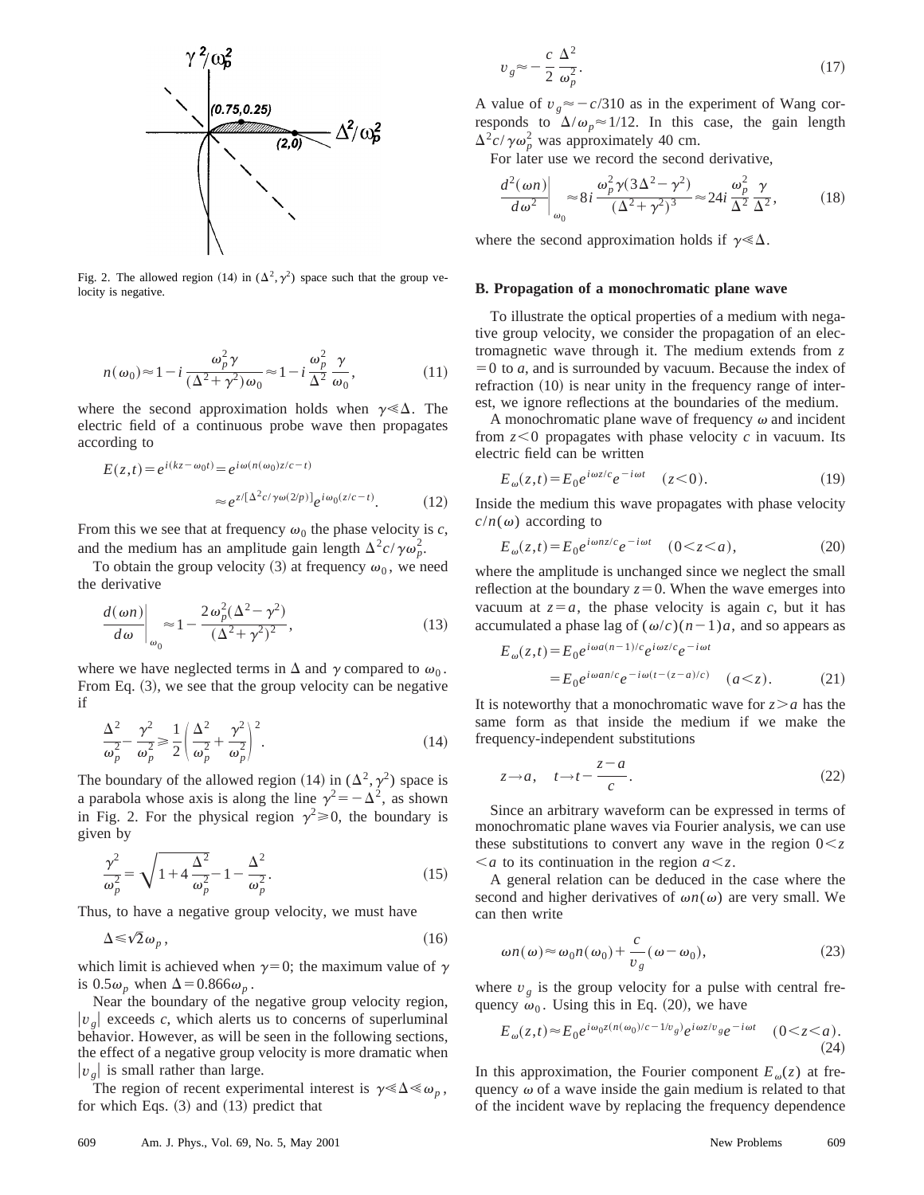Fig. 2. The allowed region (14) in $(\Delta^2,\gamma^2)$ space such that the group velocity is negative.

$$n(\omega_0)\approx 1-i\frac{\omega_p^2\gamma}{(\Delta^2+\gamma^2)\omega_0}\approx 1-i\frac{\omega_p^2}{\Delta^2}\frac{\gamma}{\omega_0}, \tag{11}$$

where the second approximation holds when $\gamma \ll \Delta$. The electric field of a continuous probe wave then propagates according to

$$E(z,t)=e^{i(kz-\omega_0 t)}=e^{i\omega(n(\omega_0)z/c-t)}$$
$$\approx e^{z/[\Delta^2 c/\gamma\omega(2/p)]}e^{i\omega_0(z/c-t)}. \tag{12}$$

From this we see that at frequency $\omega_0$ the phase velocity is $c$, and the medium has an amplitude gain length $\Delta^2 c/\gamma\omega_p^2$.

To obtain the group velocity (3) at frequency $\omega_0$, we need the derivative

$$\left.\frac{d(\omega n)}{d\omega}\right|_{\omega_0}\approx 1-\frac{2\omega_p^2(\Delta^2-\gamma^2)}{(\Delta^2+\gamma^2)^2}, \tag{13}$$

where we have neglected terms in $\Delta$ and $\gamma$ compared to $\omega_0$. From Eq. (3), we see that the group velocity can be negative if

$$\frac{\Delta^2}{\omega_p^2}-\frac{\gamma^2}{\omega_p^2}\geq\frac{1}{2}\left(\frac{\Delta^2}{\omega_p^2}+\frac{\gamma^2}{\omega_p^2}\right)^2. \tag{14}$$

The boundary of the allowed region (14) in $(\Delta^2,\gamma^2)$ space is a parabola whose axis is along the line $\gamma^2=-\Delta^2$, as shown in Fig. 2. For the physical region $\gamma^2\geq 0$, the boundary is given by

$$\frac{\gamma^2}{\omega_p^2}=\sqrt{1+4\frac{\Delta^2}{\omega_p^2}}-1-\frac{\Delta^2}{\omega_p^2}. \tag{15}$$

Thus, to have a negative group velocity, we must have

$$\Delta\leq\sqrt{2}\omega_p, \tag{16}$$

which limit is achieved when $\gamma=0$; the maximum value of $\gamma$ is $0.5\omega_p$ when $\Delta=0.866\omega_p$.

Near the boundary of the negative group velocity region, $|v_g|$ exceeds $c$, which alerts us to concerns of superluminal behavior. However, as will be seen in the following sections, the effect of a negative group velocity is more dramatic when $|v_g|$ is small rather than large.

The region of recent experimental interest is $\gamma\ll\Delta\ll\omega_p$, for which Eqs. (3) and (13) predict that

$$v_g\approx-\frac{c}{2}\frac{\Delta^2}{\omega_p^2}. \tag{17}$$

A value of $v_g\approx -c/310$ as in the experiment of Wang corresponds to $\Delta/\omega_p\approx 1/12$. In this case, the gain length $\Delta^2 c/\gamma\omega_p^2$ was approximately 40 cm.

For later use we record the second derivative,

$$\left.\frac{d^2(\omega n)}{d\omega^2}\right|_{\omega_0}\approx 8i\frac{\omega_p^2\gamma(3\Delta^2-\gamma^2)}{(\Delta^2+\gamma^2)^3}\approx 24i\frac{\omega_p^2}{\Delta^2}\frac{\gamma}{\Delta^2}, \tag{18}$$

where the second approximation holds if $\gamma\ll\Delta$.

### B. Propagation of a monochromatic plane wave

To illustrate the optical properties of a medium with negative group velocity, we consider the propagation of an electromagnetic wave through it. The medium extends from $z=0$ to $a$, and is surrounded by vacuum. Because the index of refraction (10) is near unity in the frequency range of interest, we ignore reflections at the boundaries of the medium.

A monochromatic plane wave of frequency $\omega$ and incident from $z<0$ propagates with phase velocity $c$ in vacuum. Its electric field can be written

$$E_\omega(z,t)=E_0 e^{i\omega z/c}e^{-i\omega t}\quad(z<0). \tag{19}$$

Inside the medium this wave propagates with phase velocity $c/n(\omega)$ according to

$$E_\omega(z,t)=E_0 e^{i\omega nz/c}e^{-i\omega t}\quad(0<z<a), \tag{20}$$

where the amplitude is unchanged since we neglect the small reflection at the boundary $z=0$. When the wave emerges into vacuum at $z=a$, the phase velocity is again $c$, but it has accumulated a phase lag of $(\omega/c)(n-1)a$, and so appears as

$$E_\omega(z,t)=E_0 e^{i\omega a(n-1)/c}e^{i\omega z/c}e^{-i\omega t}$$
$$=E_0 e^{i\omega an/c}e^{-i\omega(t-(z-a)/c)}\quad(a<z). \tag{21}$$

It is noteworthy that a monochromatic wave for $z>a$ has the same form as that inside the medium if we make the frequency-independent substitutions

$$z\to a,\quad t\to t-\frac{z-a}{c}. \tag{22}$$

Since an arbitrary waveform can be expressed in terms of monochromatic plane waves via Fourier analysis, we can use these substitutions to convert any wave in the region $0<z<a$ to its continuation in the region $a<z$.

A general relation can be deduced in the case where the second and higher derivatives of $\omega n(\omega)$ are very small. We can then write

$$\omega n(\omega)\approx\omega_0 n(\omega_0)+\frac{c}{v_g}(\omega-\omega_0), \tag{23}$$

where $v_g$ is the group velocity for a pulse with central frequency $\omega_0$. Using this in Eq. (20), we have

$$E_\omega(z,t)\approx E_0 e^{i\omega_0 z(n(\omega_0)/c-1/v_g)}e^{i\omega z/v_g}e^{-i\omega t}\quad(0<z<a). \tag{24}$$

In this approximation, the Fourier component $E_\omega(z)$ at frequency $\omega$ of a wave inside the gain medium is related to that of the incident wave by replacing the frequency dependence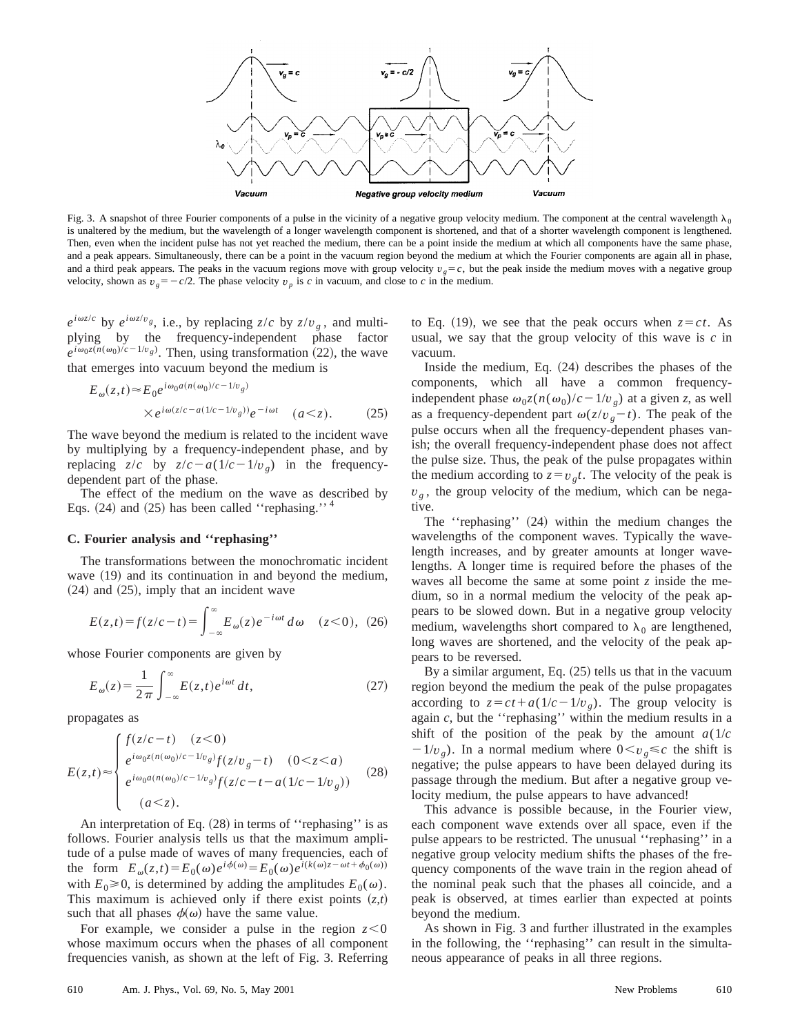Fig. 3. A snapshot of three Fourier components of a pulse in the vicinity of a negative group velocity medium. The component at the central wavelength $\lambda_0$ is unaltered by the medium, but the wavelength of a longer wavelength component is shortened, and that of a shorter wavelength component is lengthened. Then, even when the incident pulse has not yet reached the medium, there can be a point inside the medium at which all components have the same phase, and a peak appears. Simultaneously, there can be a point in the vacuum region beyond the medium at which the Fourier components are again all in phase, and a third peak appears. The peaks in the vacuum regions move with group velocity $v_g = c$, but the peak inside the medium moves with a negative group velocity, shown as $v_g = -c/2$. The phase velocity $v_p$ is $c$ in vacuum, and close to $c$ in the medium.

$e^{i\omega z/c}$ by $e^{i\omega z/v_g}$, i.e., by replacing $z/c$ by $z/v_g$, and multiplying by the frequency-independent phase factor $e^{i\omega_0 z(n(\omega_0)/c - 1/v_g)}$. Then, using transformation (22), the wave that emerges into vacuum beyond the medium is

$$E_\omega(z,t) \approx E_0 e^{i\omega_0 a(n(\omega_0)/c - 1/v_g)} \times e^{i\omega(z/c - a(1/c - 1/v_g))} e^{-i\omega t} \quad (a<z). \tag{25}$$

The wave beyond the medium is related to the incident wave by multiplying by a frequency-independent phase, and by replacing $z/c$ by $z/c - a(1/c - 1/v_g)$ in the frequency-dependent part of the phase.

The effect of the medium on the wave as described by Eqs. (24) and (25) has been called ''rephasing.''[4]

### C. Fourier analysis and ''rephasing''

The transformations between the monochromatic incident wave (19) and its continuation in and beyond the medium, (24) and (25), imply that an incident wave

$$E(z,t) = f(z/c - t) = \int_{-\infty}^{\infty} E_\omega(z) e^{-i\omega t}\, d\omega \quad (z<0), \tag{26}$$

whose Fourier components are given by

$$E_\omega(z) = \frac{1}{2\pi} \int_{-\infty}^{\infty} E(z,t) e^{i\omega t}\, dt, \tag{27}$$

propagates as

$$E(z,t) \approx \begin{cases} f(z/c - t) & (z<0) \\ e^{i\omega_0 z(n(\omega_0)/c - 1/v_g)} f(z/v_g - t) & (0<z<a) \\ e^{i\omega_0 a(n(\omega_0)/c - 1/v_g)} f(z/c - t - a(1/c - 1/v_g)) & \\ \quad (a<z). & \end{cases} \tag{28}$$

An interpretation of Eq. (28) in terms of ''rephasing'' is as follows. Fourier analysis tells us that the maximum amplitude of a pulse made of waves of many frequencies, each of the form $E_\omega(z,t) = E_0(\omega) e^{i\phi(\omega)} = E_0(\omega) e^{i(k(\omega)z - \omega t + \phi_0(\omega))}$ with $E_0 \geq 0$, is determined by adding the amplitudes $E_0(\omega)$. This maximum is achieved only if there exist points $(z,t)$ such that all phases $\phi(\omega)$ have the same value.

For example, we consider a pulse in the region $z<0$ whose maximum occurs when the phases of all component frequencies vanish, as shown at the left of Fig. 3. Referring to Eq. (19), we see that the peak occurs when $z = ct$. As usual, we say that the group velocity of this wave is $c$ in vacuum.

Inside the medium, Eq. (24) describes the phases of the components, which all have a common frequency-independent phase $\omega_0 z(n(\omega_0)/c - 1/v_g)$ at a given $z$, as well as a frequency-dependent part $\omega(z/v_g - t)$. The peak of the pulse occurs when all the frequency-dependent phases vanish; the overall frequency-independent phase does not affect the pulse size. Thus, the peak of the pulse propagates within the medium according to $z = v_g t$. The velocity of the peak is $v_g$, the group velocity of the medium, which can be negative.

The ''rephasing'' (24) within the medium changes the wavelengths of the component waves. Typically the wavelength increases, and by greater amounts at longer wavelengths. A longer time is required before the phases of the waves all become the same at some point $z$ inside the medium, so in a normal medium the velocity of the peak appears to be slowed down. But in a negative group velocity medium, wavelengths short compared to $\lambda_0$ are lengthened, long waves are shortened, and the velocity of the peak appears to be reversed.

By a similar argument, Eq. (25) tells us that in the vacuum region beyond the medium the peak of the pulse propagates according to $z = ct + a(1/c - 1/v_g)$. The group velocity is again $c$, but the ''rephasing'' within the medium results in a shift of the position of the peak by the amount $a(1/c - 1/v_g)$. In a normal medium where $0 < v_g \leq c$ the shift is negative; the pulse appears to have been delayed during its passage through the medium. But after a negative group velocity medium, the pulse appears to have advanced!

This advance is possible because, in the Fourier view, each component wave extends over all space, even if the pulse appears to be restricted. The unusual ''rephasing'' in a negative group velocity medium shifts the phases of the frequency components of the wave train in the region ahead of the nominal peak such that the phases all coincide, and a peak is observed, at times earlier than expected at points beyond the medium.

As shown in Fig. 3 and further illustrated in the examples in the following, the ''rephasing'' can result in the simultaneous appearance of peaks in all three regions.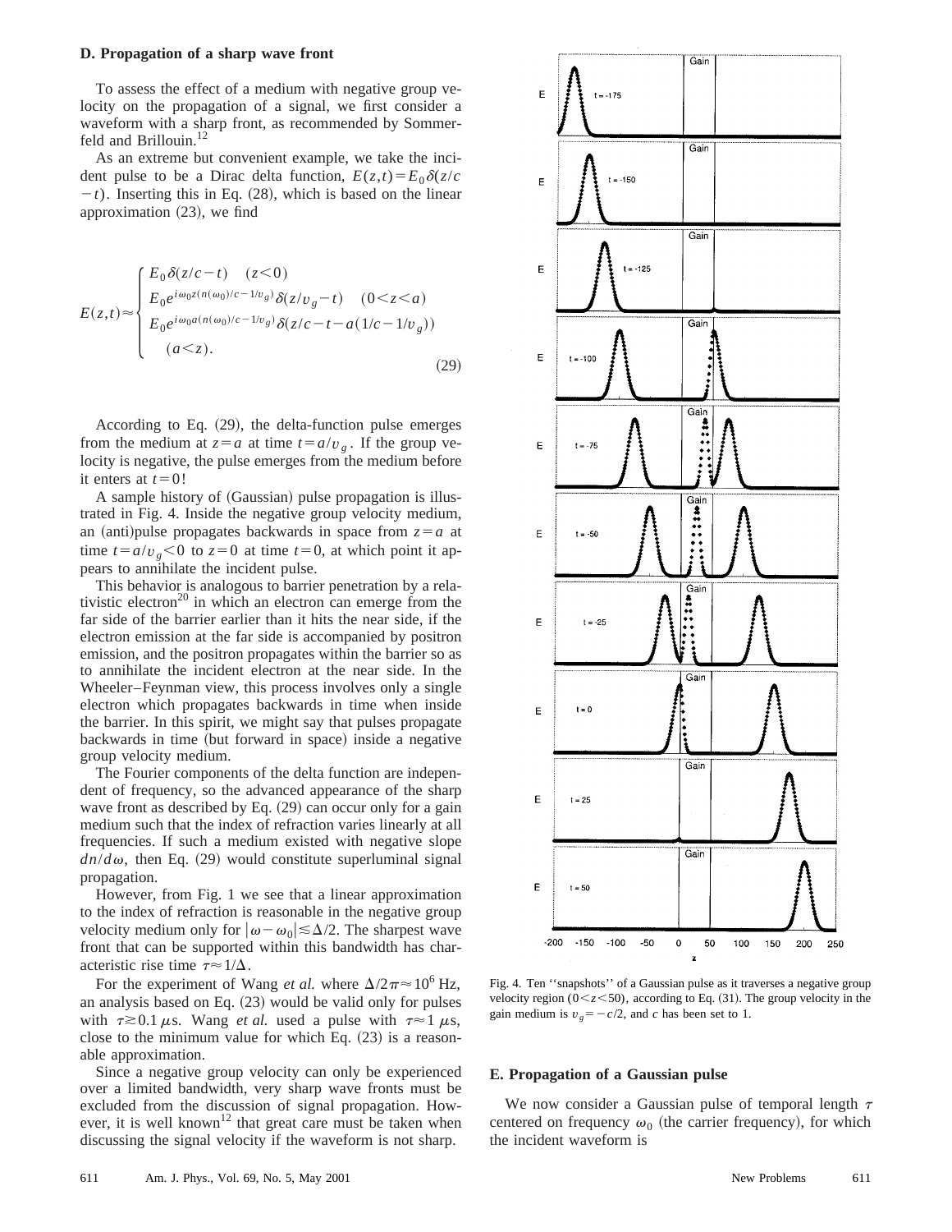### D. Propagation of a sharp wave front

To assess the effect of a medium with negative group velocity on the propagation of a signal, we first consider a waveform with a sharp front, as recommended by Sommerfeld and Brillouin.[12]

As an extreme but convenient example, we take the incident pulse to be a Dirac delta function, $E(z,t)=E_0\delta(z/c-t)$. Inserting this in Eq. (28), which is based on the linear approximation (23), we find

$$E(z,t)\approx\begin{cases} E_0\delta(z/c-t) \quad (z<0) \\ E_0 e^{i\omega_0 z(n(\omega_0)/c-1/v_g)}\delta(z/v_g-t) \quad (0<z<a) \\ E_0 e^{i\omega_0 a(n(\omega_0)/c-1/v_g)}\delta(z/c-t-a(1/c-1/v_g)) \\ \quad (a<z). \end{cases} \tag{29}$$

According to Eq. (29), the delta-function pulse emerges from the medium at $z=a$ at time $t=a/v_g$. If the group velocity is negative, the pulse emerges from the medium before it enters at $t=0$!

A sample history of (Gaussian) pulse propagation is illustrated in Fig. 4. Inside the negative group velocity medium, an (anti)pulse propagates backwards in space from $z=a$ at time $t=a/v_g<0$ to $z=0$ at time $t=0$, at which point it appears to annihilate the incident pulse.

This behavior is analogous to barrier penetration by a relativistic electron[20] in which an electron can emerge from the far side of the barrier earlier than it hits the near side, if the electron emission at the far side is accompanied by positron emission, and the positron propagates within the barrier so as to annihilate the incident electron at the near side. In the Wheeler–Feynman view, this process involves only a single electron which propagates backwards in time when inside the barrier. In this spirit, we might say that pulses propagate backwards in time (but forward in space) inside a negative group velocity medium.

The Fourier components of the delta function are independent of frequency, so the advanced appearance of the sharp wave front as described by Eq. (29) can occur only for a gain medium such that the index of refraction varies linearly at all frequencies. If such a medium existed with negative slope $dn/d\omega$, then Eq. (29) would constitute superluminal signal propagation.

However, from Fig. 1 we see that a linear approximation to the index of refraction is reasonable in the negative group velocity medium only for $|\omega-\omega_0|\lesssim\Delta/2$. The sharpest wave front that can be supported within this bandwidth has characteristic rise time $\tau\approx 1/\Delta$.

For the experiment of Wang *et al.* where $\Delta/2\pi\approx 10^6$ Hz, an analysis based on Eq. (23) would be valid only for pulses with $\tau\gtrsim 0.1\ \mu$s. Wang *et al.* used a pulse with $\tau\approx 1\ \mu$s, close to the minimum value for which Eq. (23) is a reasonable approximation.

Since a negative group velocity can only be experienced over a limited bandwidth, very sharp wave fronts must be excluded from the discussion of signal propagation. However, it is well known[12] that great care must be taken when discussing the signal velocity if the waveform is not sharp.

Fig. 4. Ten ''snapshots'' of a Gaussian pulse as it traverses a negative group velocity region ($0<z<50$), according to Eq. (31). The group velocity in the gain medium is $v_g=-c/2$, and $c$ has been set to 1.

### E. Propagation of a Gaussian pulse

We now consider a Gaussian pulse of temporal length $\tau$ centered on frequency $\omega_0$ (the carrier frequency), for which the incident waveform is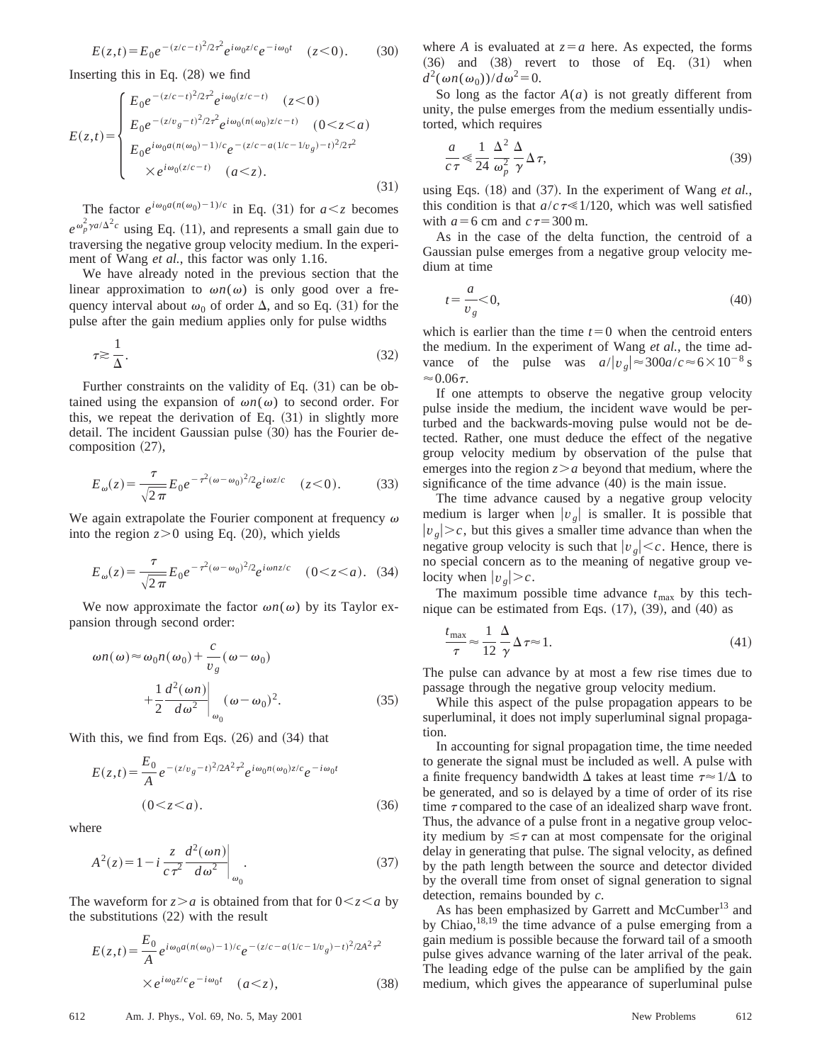$$E(z,t)=E_0 e^{-(z/c-t)^2/2\tau^2} e^{i\omega_0 z/c} e^{-i\omega_0 t} \quad (z<0). \tag{30}$$

Inserting this in Eq. (28) we find

$$E(z,t)=\begin{cases} E_0 e^{-(z/c-t)^2/2\tau^2} e^{i\omega_0(z/c-t)} \quad (z<0) \\ E_0 e^{-(z/v_g-t)^2/2\tau^2} e^{i\omega_0(n(\omega_0)z/c-t)} \quad (0<z<a) \\ E_0 e^{i\omega_0 a(n(\omega_0)-1)/c} e^{-(z/c-a(1/c-1/v_g)-t)^2/2\tau^2} \\ \quad \times e^{i\omega_0(z/c-t)} \quad (a<z). \end{cases} \tag{31}$$

The factor $e^{i\omega_0 a(n(\omega_0)-1)/c}$ in Eq. (31) for $a<z$ becomes $e^{\omega_p^2 \gamma a/\Delta^2 c}$ using Eq. (11), and represents a small gain due to traversing the negative group velocity medium. In the experiment of Wang *et al.*, this factor was only 1.16.

We have already noted in the previous section that the linear approximation to $\omega n(\omega)$ is only good over a frequency interval about $\omega_0$ of order $\Delta$, and so Eq. (31) for the pulse after the gain medium applies only for pulse widths

$$\tau \gtrsim \frac{1}{\Delta}. \tag{32}$$

Further constraints on the validity of Eq. (31) can be obtained using the expansion of $\omega n(\omega)$ to second order. For this, we repeat the derivation of Eq. (31) in slightly more detail. The incident Gaussian pulse (30) has the Fourier decomposition (27),

$$E_\omega(z)=\frac{\tau}{\sqrt{2\pi}} E_0 e^{-\tau^2(\omega-\omega_0)^2/2} e^{i\omega z/c} \quad (z<0). \tag{33}$$

We again extrapolate the Fourier component at frequency $\omega$ into the region $z>0$ using Eq. (20), which yields

$$E_\omega(z)=\frac{\tau}{\sqrt{2\pi}} E_0 e^{-\tau^2(\omega-\omega_0)^2/2} e^{i\omega n z/c} \quad (0<z<a). \tag{34}$$

We now approximate the factor $\omega n(\omega)$ by its Taylor expansion through second order:

$$\omega n(\omega) \approx \omega_0 n(\omega_0) + \frac{c}{v_g}(\omega-\omega_0) + \frac{1}{2}\frac{d^2(\omega n)}{d\omega^2}\bigg|_{\omega_0} (\omega-\omega_0)^2. \tag{35}$$

With this, we find from Eqs. (26) and (34) that

$$E(z,t)=\frac{E_0}{A} e^{-(z/v_g-t)^2/2A^2\tau^2} e^{i\omega_0 n(\omega_0)z/c} e^{-i\omega_0 t} \quad (0<z<a). \tag{36}$$

where

$$A^2(z)=1-i\frac{z}{c\tau^2}\frac{d^2(\omega n)}{d\omega^2}\bigg|_{\omega_0}. \tag{37}$$

The waveform for $z>a$ is obtained from that for $0<z<a$ by the substitutions (22) with the result

$$E(z,t)=\frac{E_0}{A} e^{i\omega_0 a(n(\omega_0)-1)/c} e^{-(z/c-a(1/c-1/v_g)-t)^2/2A^2\tau^2} \times e^{i\omega_0 z/c} e^{-i\omega_0 t} \quad (a<z), \tag{38}$$

where $A$ is evaluated at $z=a$ here. As expected, the forms (36) and (38) revert to those of Eq. (31) when $d^2(\omega n(\omega_0))/d\omega^2=0$.

So long as the factor $A(a)$ is not greatly different from unity, the pulse emerges from the medium essentially undistorted, which requires

$$\frac{a}{c\tau} \ll \frac{1}{24}\frac{\Delta^2}{\omega_p^2}\frac{\Delta}{\gamma}\Delta\tau, \tag{39}$$

using Eqs. (18) and (37). In the experiment of Wang *et al.*, this condition is that $a/c\tau \ll 1/120$, which was well satisfied with $a=6$ cm and $c\tau=300$ m.

As in the case of the delta function, the centroid of a Gaussian pulse emerges from a negative group velocity medium at time

$$t=\frac{a}{v_g}<0, \tag{40}$$

which is earlier than the time $t=0$ when the centroid enters the medium. In the experiment of Wang *et al.*, the time advance of the pulse was $a/|v_g| \approx 300a/c \approx 6\times 10^{-8}$ s $\approx 0.06\tau$.

If one attempts to observe the negative group velocity pulse inside the medium, the incident wave would be perturbed and the backwards-moving pulse would not be detected. Rather, one must deduce the effect of the negative group velocity medium by observation of the pulse that emerges into the region $z>a$ beyond that medium, where the significance of the time advance (40) is the main issue.

The time advance caused by a negative group velocity medium is larger when $|v_g|$ is smaller. It is possible that $|v_g|>c$, but this gives a smaller time advance than when the negative group velocity is such that $|v_g|<c$. Hence, there is no special concern as to the meaning of negative group velocity when $|v_g|>c$.

The maximum possible time advance $t_{\max}$ by this technique can be estimated from Eqs. (17), (39), and (40) as

$$\frac{t_{\max}}{\tau} \approx \frac{1}{12}\frac{\Delta}{\gamma}\Delta\tau \approx 1. \tag{41}$$

The pulse can advance by at most a few rise times due to passage through the negative group velocity medium.

While this aspect of the pulse propagation appears to be superluminal, it does not imply superluminal signal propagation.

In accounting for signal propagation time, the time needed to generate the signal must be included as well. A pulse with a finite frequency bandwidth $\Delta$ takes at least time $\tau \approx 1/\Delta$ to be generated, and so is delayed by a time of order of its rise time $\tau$ compared to the case of an idealized sharp wave front. Thus, the advance of a pulse front in a negative group velocity medium by $\lesssim \tau$ can at most compensate for the original delay in generating that pulse. The signal velocity, as defined by the path length between the source and detector divided by the overall time from onset of signal generation to signal detection, remains bounded by $c$.

As has been emphasized by Garrett and McCumber[13] and by Chiao,[18,19] the time advance of a pulse emerging from a gain medium is possible because the forward tail of a smooth pulse gives advance warning of the later arrival of the peak. The leading edge of the pulse can be amplified by the gain medium, which gives the appearance of superluminal pulse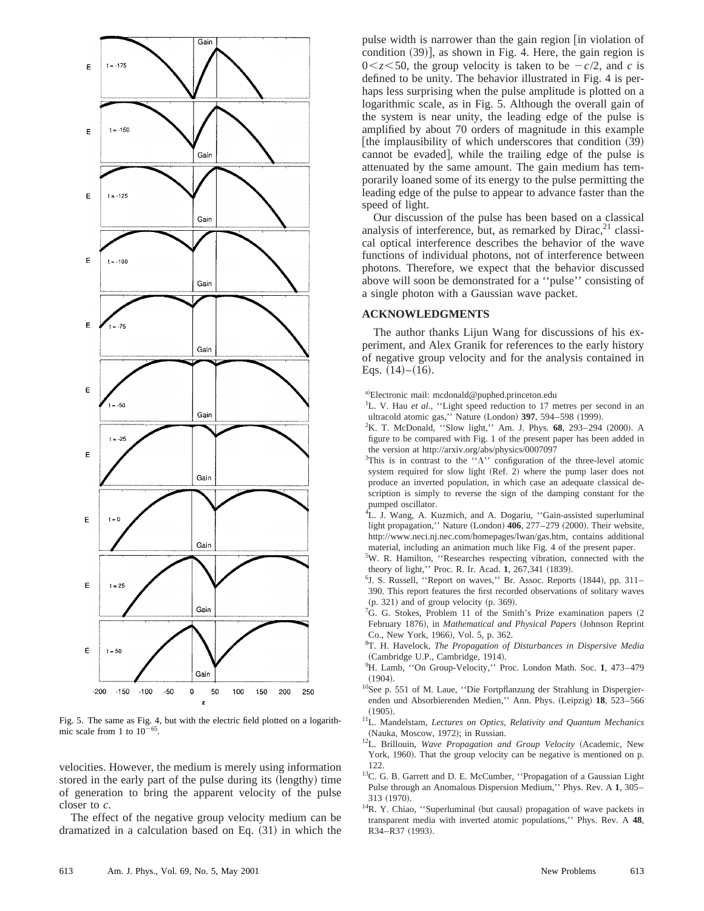Fig. 5. The same as Fig. 4, but with the electric field plotted on a logarithmic scale from 1 to $10^{-65}$.

velocities. However, the medium is merely using information stored in the early part of the pulse during its (lengthy) time of generation to bring the apparent velocity of the pulse closer to $c$.

The effect of the negative group velocity medium can be dramatized in a calculation based on Eq. (31) in which the pulse width is narrower than the gain region [in violation of condition (39)], as shown in Fig. 4. Here, the gain region is $0 < z < 50$, the group velocity is taken to be $-c/2$, and $c$ is defined to be unity. The behavior illustrated in Fig. 4 is perhaps less surprising when the pulse amplitude is plotted on a logarithmic scale, as in Fig. 5. Although the overall gain of the system is near unity, the leading edge of the pulse is amplified by about 70 orders of magnitude in this example [the implausibility of which underscores that condition (39) cannot be evaded], while the trailing edge of the pulse is attenuated by the same amount. The gain medium has temporarily loaned some of its energy to the pulse permitting the leading edge of the pulse to appear to advance faster than the speed of light.

Our discussion of the pulse has been based on a classical analysis of interference, but, as remarked by Dirac,[21] classical optical interference describes the behavior of the wave functions of individual photons, not of interference between photons. Therefore, we expect that the behavior discussed above will soon be demonstrated for a ''pulse'' consisting of a single photon with a Gaussian wave packet.

## ACKNOWLEDGMENTS

The author thanks Lijun Wang for discussions of his experiment, and Alex Granik for references to the early history of negative group velocity and for the analysis contained in Eqs. (14)–(16).

[a]Electronic mail: mcdonald@puphed.princeton.edu

[1]L. V. Hau *et al.*, ''Light speed reduction to 17 metres per second in an ultracold atomic gas,'' Nature (London) **397**, 594–598 (1999).

[2]K. T. McDonald, ''Slow light,'' Am. J. Phys. **68**, 293–294 (2000). A figure to be compared with Fig. 1 of the present paper has been added in the version at http://arxiv.org/abs/physics/0007097

[3]This is in contrast to the ''Λ'' configuration of the three-level atomic system required for slow light (Ref. 2) where the pump laser does not produce an inverted population, in which case an adequate classical description is simply to reverse the sign of the damping constant for the pumped oscillator.

[4]L. J. Wang, A. Kuzmich, and A. Dogariu, ''Gain-assisted superluminal light propagation,'' Nature (London) **406**, 277–279 (2000). Their website, http://www.neci.nj.nec.com/homepages/lwan/gas.htm, contains additional material, including an animation much like Fig. 4 of the present paper.

[5]W. R. Hamilton, ''Researches respecting vibration, connected with the theory of light,'' Proc. R. Ir. Acad. **1**, 267,341 (1839).

[6]J. S. Russell, ''Report on waves,'' Br. Assoc. Reports (1844), pp. 311–390. This report features the first recorded observations of solitary waves (p. 321) and of group velocity (p. 369).

[7]G. G. Stokes, Problem 11 of the Smith's Prize examination papers (2 February 1876), in *Mathematical and Physical Papers* (Johnson Reprint Co., New York, 1966), Vol. 5, p. 362.

[8]T. H. Havelock, *The Propagation of Disturbances in Dispersive Media* (Cambridge U.P., Cambridge, 1914).

[9]H. Lamb, ''On Group-Velocity,'' Proc. London Math. Soc. **1**, 473–479 (1904).

[10]See p. 551 of M. Laue, ''Die Fortpflanzung der Strahlung in Dispergierenden und Absorbierenden Medien,'' Ann. Phys. (Leipzig) **18**, 523–566 (1905).

[11]L. Mandelstam, *Lectures on Optics, Relativity and Quantum Mechanics* (Nauka, Moscow, 1972); in Russian.

[12]L. Brillouin, *Wave Propagation and Group Velocity* (Academic, New York, 1960). That the group velocity can be negative is mentioned on p. 122.

[13]C. G. B. Garrett and D. E. McCumber, ''Propagation of a Gaussian Light Pulse through an Anomalous Dispersion Medium,'' Phys. Rev. A **1**, 305–313 (1970).

[14]R. Y. Chiao, ''Superluminal (but causal) propagation of wave packets in transparent media with inverted atomic populations,'' Phys. Rev. A **48**, R34–R37 (1993).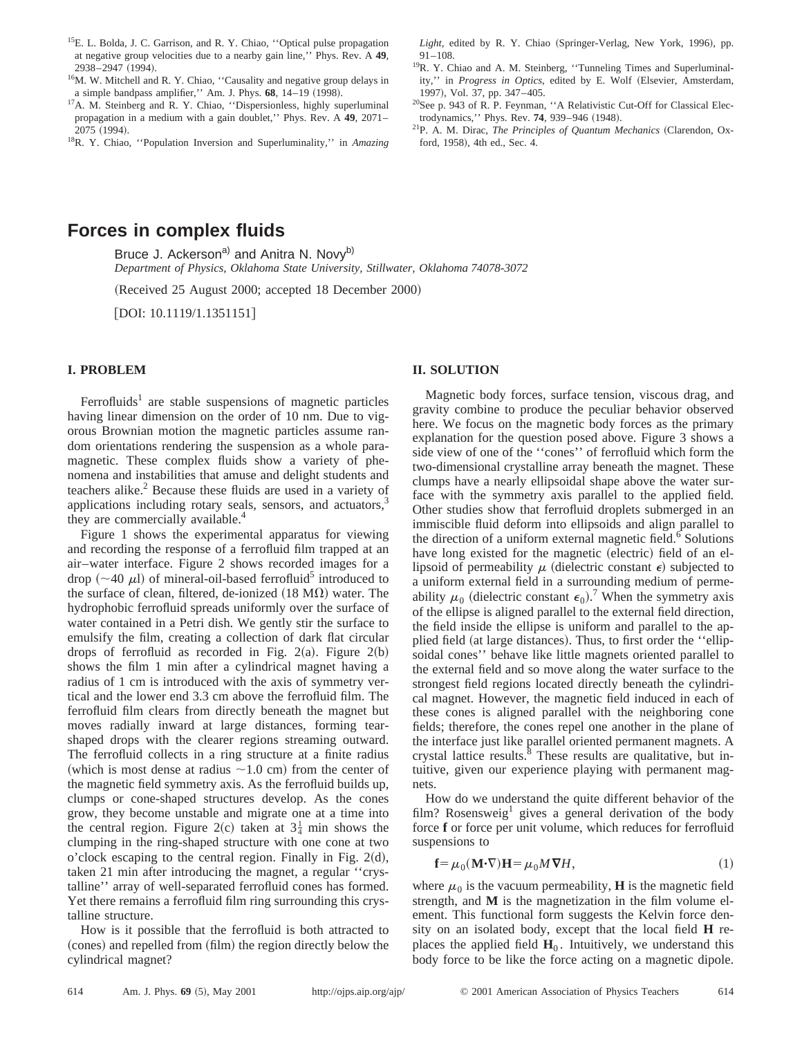[15] E. L. Bolda, J. C. Garrison, and R. Y. Chiao, ''Optical pulse propagation at negative group velocities due to a nearby gain line,'' Phys. Rev. A **49**, 2938–2947 (1994).

[16] M. W. Mitchell and R. Y. Chiao, ''Causality and negative group delays in a simple bandpass amplifier,'' Am. J. Phys. **68**, 14–19 (1998).

[17] A. M. Steinberg and R. Y. Chiao, ''Dispersionless, highly superluminal propagation in a medium with a gain doublet,'' Phys. Rev. A **49**, 2071–2075 (1994).

[18] R. Y. Chiao, ''Population Inversion and Superluminality,'' in *Amazing Light*, edited by R. Y. Chiao (Springer-Verlag, New York, 1996), pp. 91–108.

[19] R. Y. Chiao and A. M. Steinberg, ''Tunneling Times and Superluminality,'' in *Progress in Optics*, edited by E. Wolf (Elsevier, Amsterdam, 1997), Vol. 37, pp. 347–405.

[20] See p. 943 of R. P. Feynman, ''A Relativistic Cut-Off for Classical Electrodynamics,'' Phys. Rev. **74**, 939–946 (1948).

[21] P. A. M. Dirac, *The Principles of Quantum Mechanics* (Clarendon, Oxford, 1958), 4th ed., Sec. 4.

# Forces in complex fluids

Bruce J. Ackerson[a] and Anitra N. Novy[b]

*Department of Physics, Oklahoma State University, Stillwater, Oklahoma 74078-3072*

(Received 25 August 2000; accepted 18 December 2000)

[DOI: 10.1119/1.1351151]

## I. PROBLEM

Ferrofluids[1] are stable suspensions of magnetic particles having linear dimension on the order of 10 nm. Due to vigorous Brownian motion the magnetic particles assume random orientations rendering the suspension as a whole paramagnetic. These complex fluids show a variety of phenomena and instabilities that amuse and delight students and teachers alike.[2] Because these fluids are used in a variety of applications including rotary seals, sensors, and actuators,[3] they are commercially available.[4]

Figure 1 shows the experimental apparatus for viewing and recording the response of a ferrofluid film trapped at an air–water interface. Figure 2 shows recorded images for a drop (~40 $\mu$l) of mineral-oil-based ferrofluid[5] introduced to the surface of clean, filtered, de-ionized (18 M$\Omega$) water. The hydrophobic ferrofluid spreads uniformly over the surface of water contained in a Petri dish. We gently stir the surface to emulsify the film, creating a collection of dark flat circular drops of ferrofluid as recorded in Fig. 2(a). Figure 2(b) shows the film 1 min after a cylindrical magnet having a radius of 1 cm is introduced with the axis of symmetry vertical and the lower end 3.3 cm above the ferrofluid film. The ferrofluid film clears from directly beneath the magnet but moves radially inward at large distances, forming tear-shaped drops with the clearer regions streaming outward. The ferrofluid collects in a ring structure at a finite radius (which is most dense at radius ~1.0 cm) from the center of the magnetic field symmetry axis. As the ferrofluid builds up, clumps or cone-shaped structures develop. As the cones grow, they become unstable and migrate one at a time into the central region. Figure 2(c) taken at $3\frac{1}{4}$ min shows the clumping in the ring-shaped structure with one cone at two o'clock escaping to the central region. Finally in Fig. 2(d), taken 21 min after introducing the magnet, a regular ''crystalline'' array of well-separated ferrofluid cones has formed. Yet there remains a ferrofluid film ring surrounding this crystalline structure.

How is it possible that the ferrofluid is both attracted to (cones) and repelled from (film) the region directly below the cylindrical magnet?

## II. SOLUTION

Magnetic body forces, surface tension, viscous drag, and gravity combine to produce the peculiar behavior observed here. We focus on the magnetic body forces as the primary explanation for the question posed above. Figure 3 shows a side view of one of the ''cones'' of ferrofluid which form the two-dimensional crystalline array beneath the magnet. These clumps have a nearly ellipsoidal shape above the water surface with the symmetry axis parallel to the applied field. Other studies show that ferrofluid droplets submerged in an immiscible fluid deform into ellipsoids and align parallel to the direction of a uniform external magnetic field.[6] Solutions have long existed for the magnetic (electric) field of an ellipsoid of permeability $\mu$ (dielectric constant $\epsilon$) subjected to a uniform external field in a surrounding medium of permeability $\mu_0$ (dielectric constant $\epsilon_0$).[7] When the symmetry axis of the ellipse is aligned parallel to the external field direction, the field inside the ellipse is uniform and parallel to the applied field (at large distances). Thus, to first order the ''ellipsoidal cones'' behave like little magnets oriented parallel to the external field and so move along the water surface to the strongest field regions located directly beneath the cylindrical magnet. However, the magnetic field induced in each of these cones is aligned parallel with the neighboring cone fields; therefore, the cones repel one another in the plane of the interface just like parallel oriented permanent magnets. A crystal lattice results.[8] These results are qualitative, but intuitive, given our experience playing with permanent magnets.

How do we understand the quite different behavior of the film? Rosensweig[1] gives a general derivation of the body force $\mathbf{f}$ or force per unit volume, which reduces for ferrofluid suspensions to

$$\mathbf{f} = \mu_0(\mathbf{M}\cdot\nabla)\mathbf{H} = \mu_0 M \nabla H, \tag{1}$$

where $\mu_0$ is the vacuum permeability, $\mathbf{H}$ is the magnetic field strength, and $\mathbf{M}$ is the magnetization in the film volume element. This functional form suggests the Kelvin force density on an isolated body, except that the local field $\mathbf{H}$ replaces the applied field $\mathbf{H}_0$. Intuitively, we understand this body force to be like the force acting on a magnetic dipole.